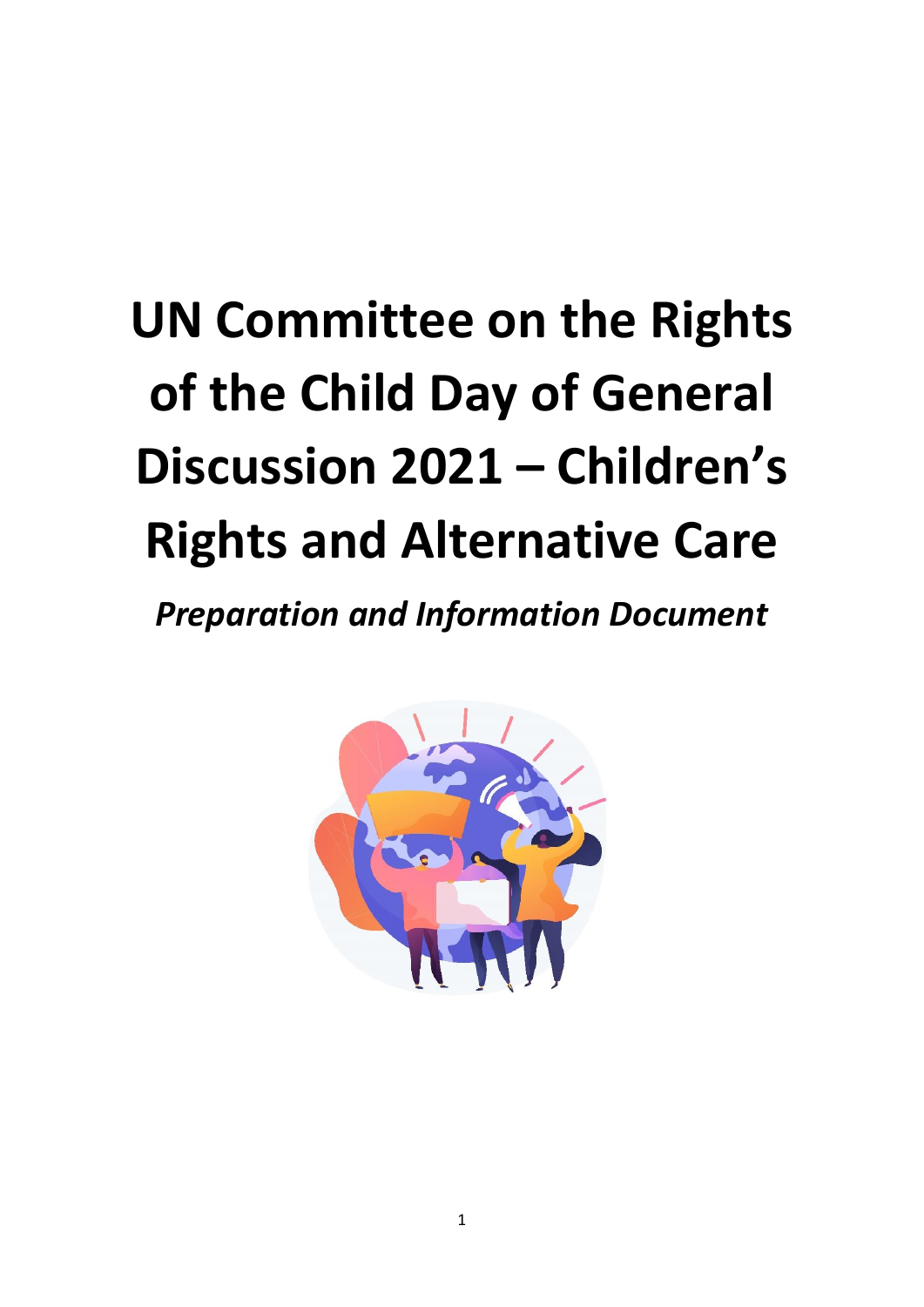# UN Committee on the Rights of the Child Day of General Discussion 2021 – Children's Rights and Alternative Care

*Preparation and Information Document*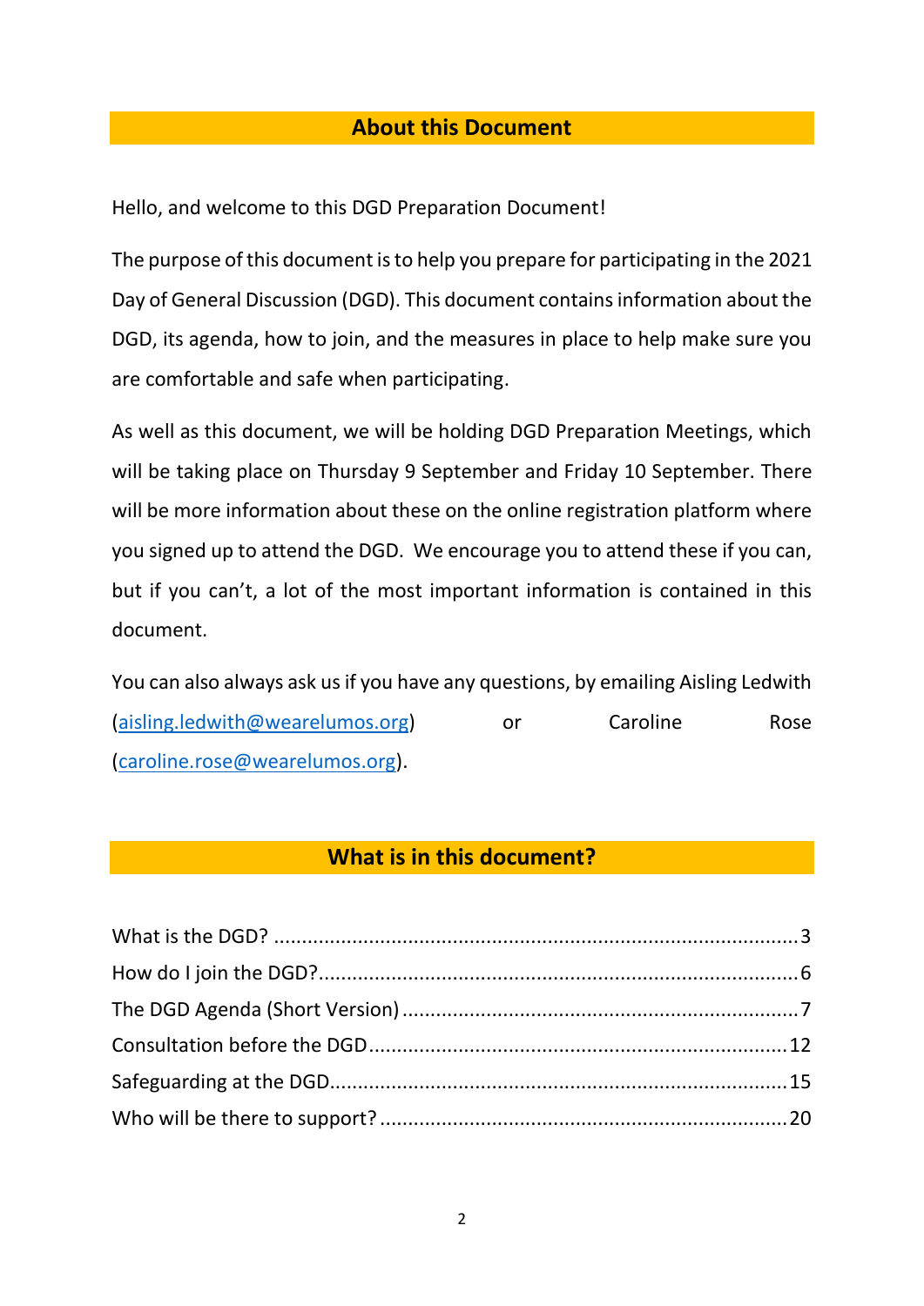## About this Document

Hello, and welcome to this DGD Preparation Document!

The purpose of this document is to help you prepare for participating in the 2021 Day of General Discussion (DGD). This document contains information about the DGD, its agenda, how to join, and the measures in place to help make sure you are comfortable and safe when participating.

As well as this document, we will be holding DGD Preparation Meetings, which will be taking place on Thursday 9 September and Friday 10 September. There will be more information about these on the online registration platform where you signed up to attend the DGD. We encourage you to attend these if you can, but if you can't, a lot of the most important information is contained in this document.

You can also always ask us if you have any questions, by emailing Aisling Ledwith (aisling.ledwith@wearelumos.org) or Caroline Rose (caroline.rose@wearelumos.org).

## What is in this document?

- What is the DGD? ........ 3
- How do I join the DGD? ........ 6
- The DGD Agenda (Short Version) ........ 7
- Consultation before the DGD ........ 12
- Safeguarding at the DGD ........ 15
- Who will be there to support? ........ 20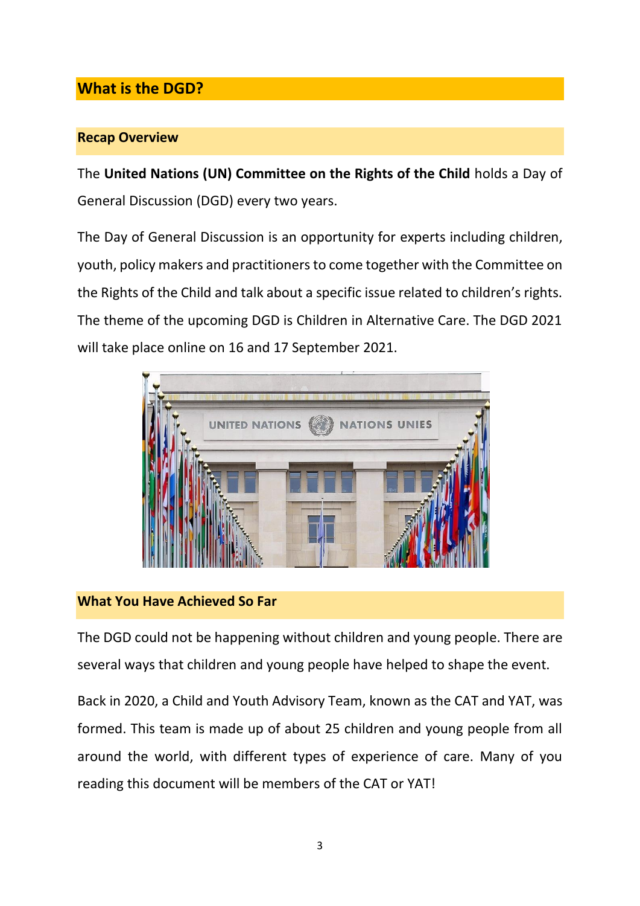# What is the DGD?

## Recap Overview

The **United Nations (UN) Committee on the Rights of the Child** holds a Day of General Discussion (DGD) every two years.

The Day of General Discussion is an opportunity for experts including children, youth, policy makers and practitioners to come together with the Committee on the Rights of the Child and talk about a specific issue related to children's rights. The theme of the upcoming DGD is Children in Alternative Care. The DGD 2021 will take place online on 16 and 17 September 2021.

## What You Have Achieved So Far

The DGD could not be happening without children and young people. There are several ways that children and young people have helped to shape the event.

Back in 2020, a Child and Youth Advisory Team, known as the CAT and YAT, was formed. This team is made up of about 25 children and young people from all around the world, with different types of experience of care. Many of you reading this document will be members of the CAT or YAT!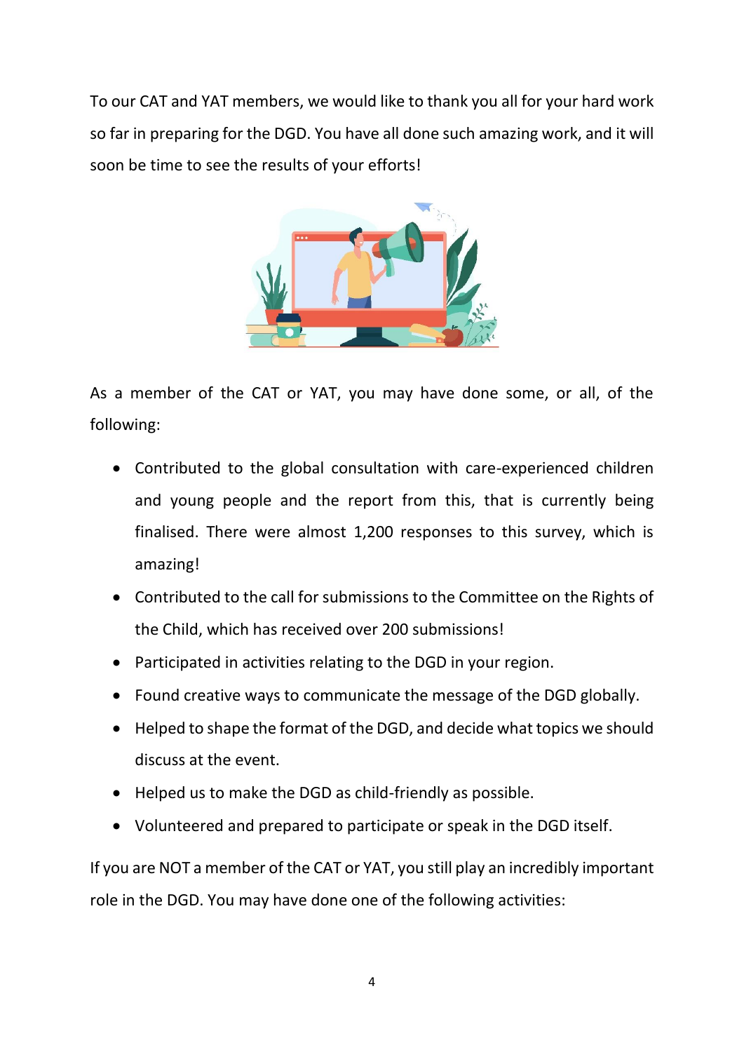To our CAT and YAT members, we would like to thank you all for your hard work so far in preparing for the DGD. You have all done such amazing work, and it will soon be time to see the results of your efforts!

As a member of the CAT or YAT, you may have done some, or all, of the following:

- Contributed to the global consultation with care-experienced children and young people and the report from this, that is currently being finalised. There were almost 1,200 responses to this survey, which is amazing!
- Contributed to the call for submissions to the Committee on the Rights of the Child, which has received over 200 submissions!
- Participated in activities relating to the DGD in your region.
- Found creative ways to communicate the message of the DGD globally.
- Helped to shape the format of the DGD, and decide what topics we should discuss at the event.
- Helped us to make the DGD as child-friendly as possible.
- Volunteered and prepared to participate or speak in the DGD itself.

If you are NOT a member of the CAT or YAT, you still play an incredibly important role in the DGD. You may have done one of the following activities: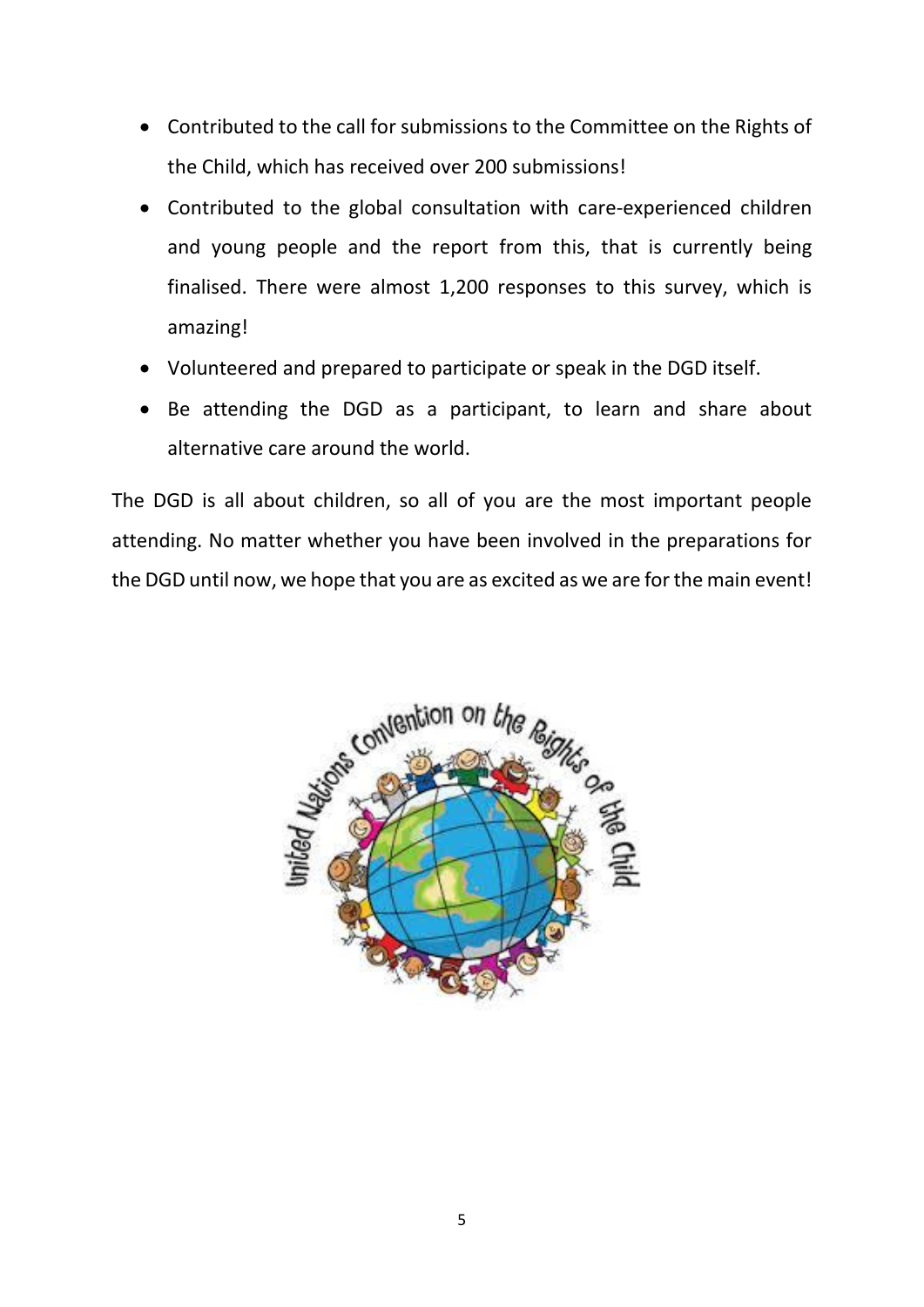- Contributed to the call for submissions to the Committee on the Rights of the Child, which has received over 200 submissions!
- Contributed to the global consultation with care-experienced children and young people and the report from this, that is currently being finalised. There were almost 1,200 responses to this survey, which is amazing!
- Volunteered and prepared to participate or speak in the DGD itself.
- Be attending the DGD as a participant, to learn and share about alternative care around the world.

The DGD is all about children, so all of you are the most important people attending. No matter whether you have been involved in the preparations for the DGD until now, we hope that you are as excited as we are for the main event!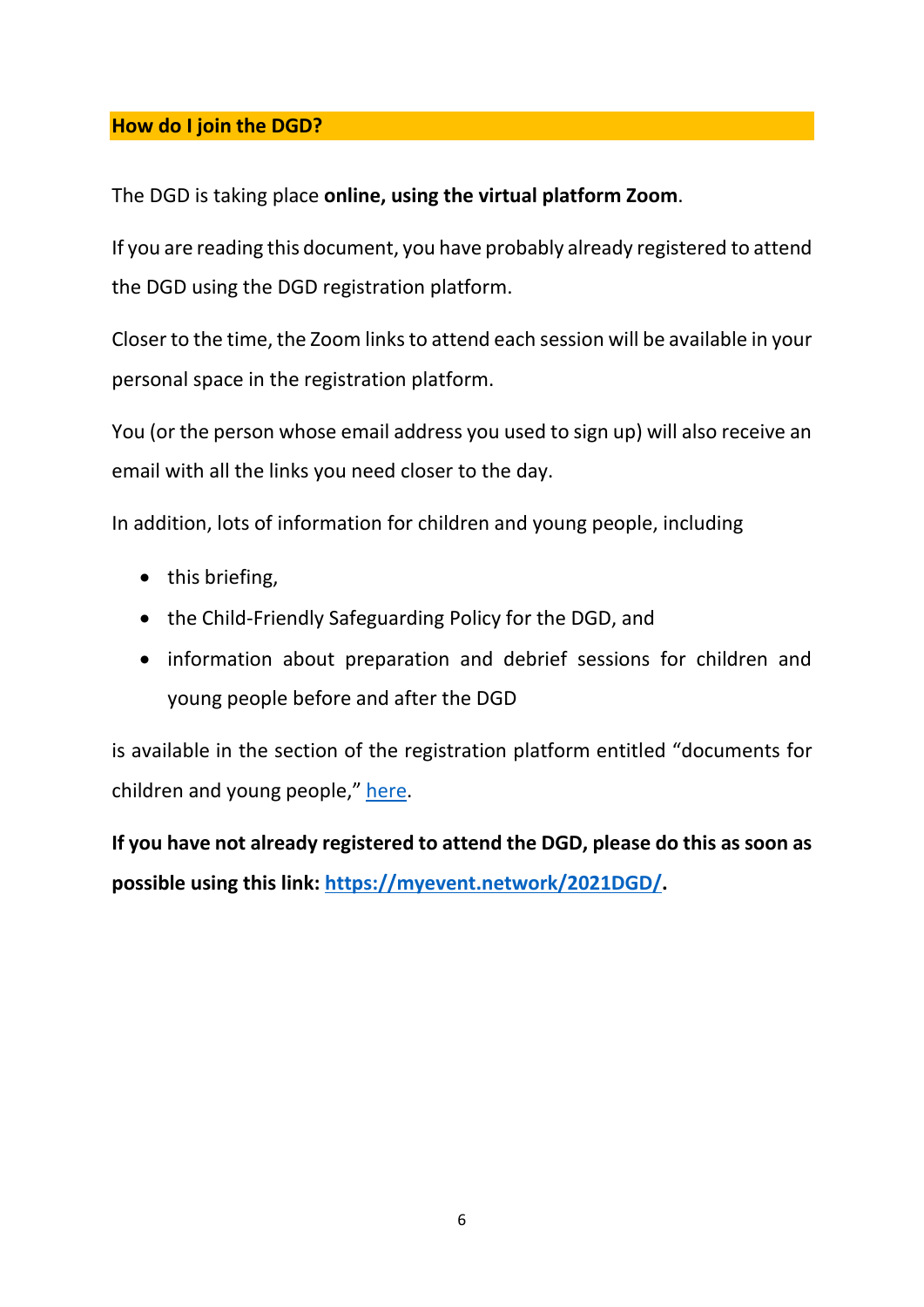## How do I join the DGD?

The DGD is taking place **online, using the virtual platform Zoom**.

If you are reading this document, you have probably already registered to attend the DGD using the DGD registration platform.

Closer to the time, the Zoom links to attend each session will be available in your personal space in the registration platform.

You (or the person whose email address you used to sign up) will also receive an email with all the links you need closer to the day.

In addition, lots of information for children and young people, including

- this briefing,
- the Child-Friendly Safeguarding Policy for the DGD, and
- information about preparation and debrief sessions for children and young people before and after the DGD

is available in the section of the registration platform entitled "documents for children and young people," here.

**If you have not already registered to attend the DGD, please do this as soon as possible using this link: https://myevent.network/2021DGD/.**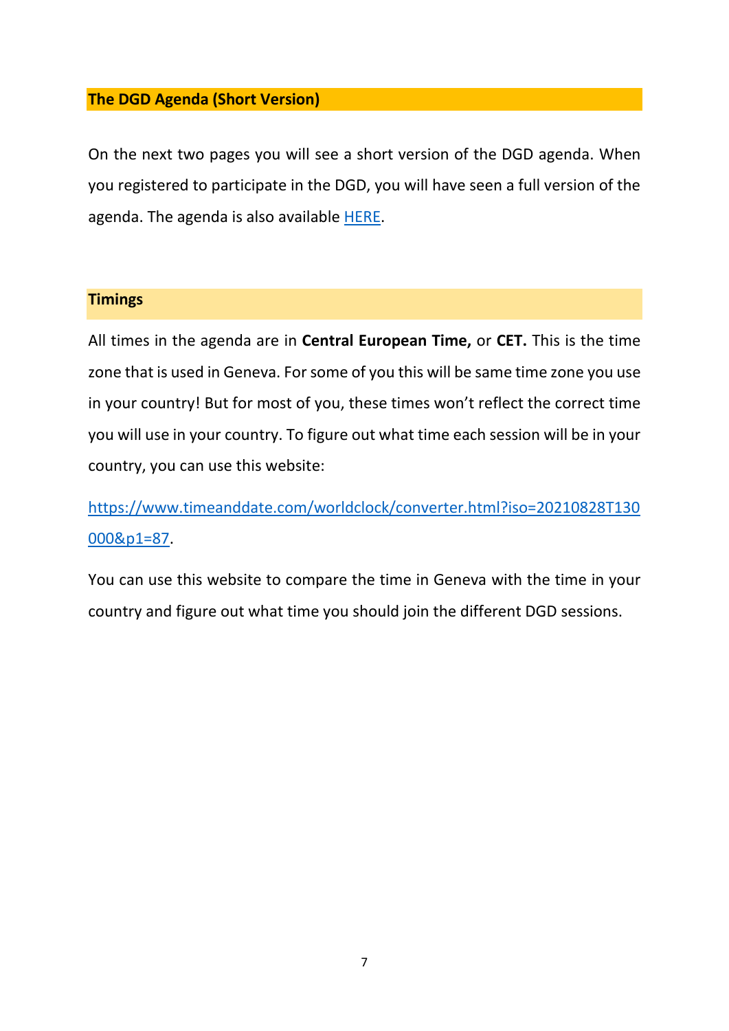## The DGD Agenda (Short Version)

On the next two pages you will see a short version of the DGD agenda. When you registered to participate in the DGD, you will have seen a full version of the agenda. The agenda is also available HERE.

### Timings

All times in the agenda are in **Central European Time,** or **CET.** This is the time zone that is used in Geneva. For some of you this will be same time zone you use in your country! But for most of you, these times won't reflect the correct time you will use in your country. To figure out what time each session will be in your country, you can use this website:

https://www.timeanddate.com/worldclock/converter.html?iso=20210828T130000&p1=87.

You can use this website to compare the time in Geneva with the time in your country and figure out what time you should join the different DGD sessions.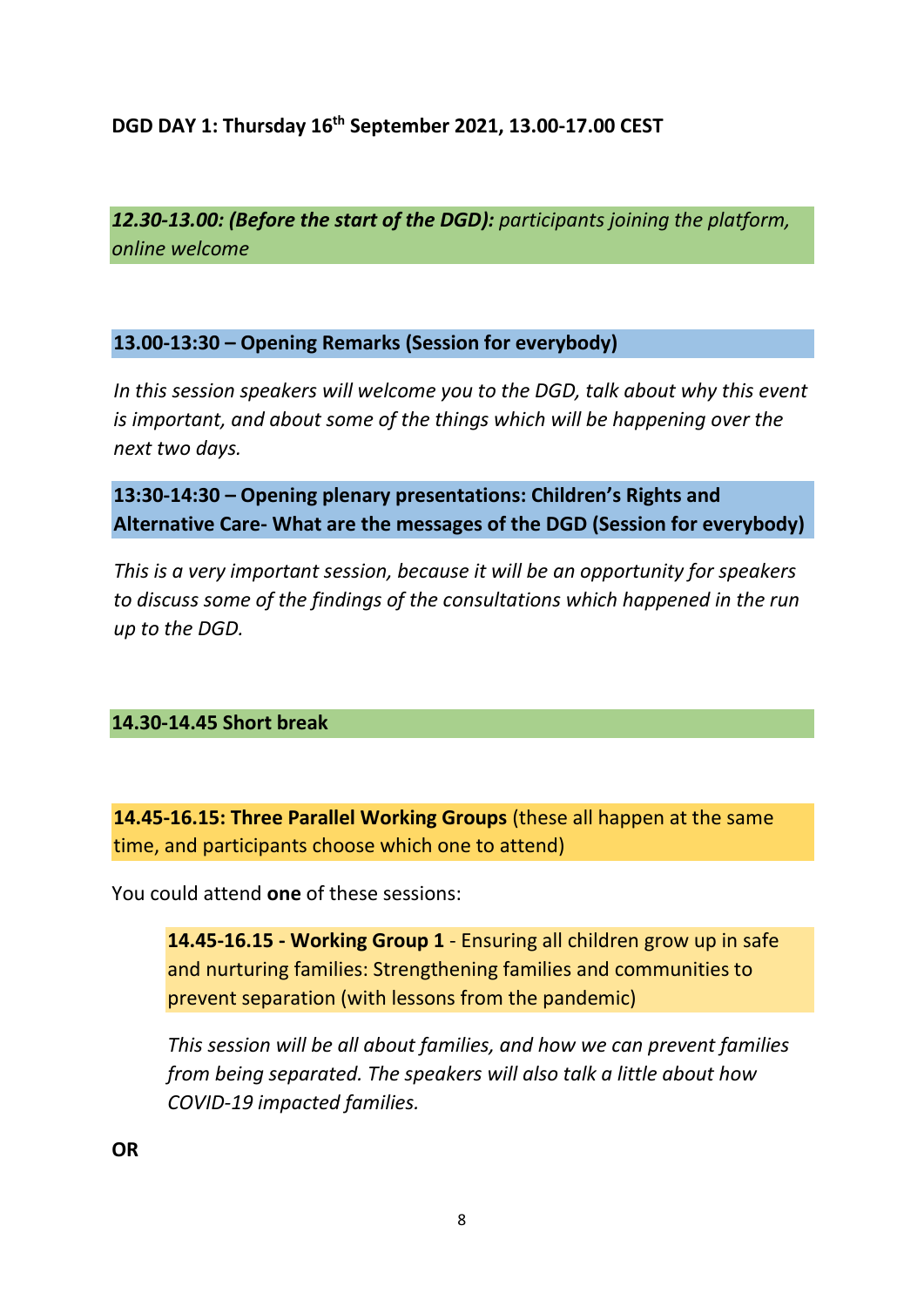**DGD DAY 1: Thursday 16th September 2021, 13.00-17.00 CEST**

***12.30-13.00: (Before the start of the DGD):*** *participants joining the platform, online welcome*

**13.00-13:30 – Opening Remarks (Session for everybody)**

*In this session speakers will welcome you to the DGD, talk about why this event is important, and about some of the things which will be happening over the next two days.*

**13:30-14:30 – Opening plenary presentations: Children's Rights and Alternative Care- What are the messages of the DGD (Session for everybody)**

*This is a very important session, because it will be an opportunity for speakers to discuss some of the findings of the consultations which happened in the run up to the DGD.*

**14.30-14.45 Short break**

**14.45-16.15: Three Parallel Working Groups** (these all happen at the same time, and participants choose which one to attend)

You could attend **one** of these sessions:

> **14.45-16.15 - Working Group 1** - Ensuring all children grow up in safe and nurturing families: Strengthening families and communities to prevent separation (with lessons from the pandemic)
>
> *This session will be all about families, and how we can prevent families from being separated. The speakers will also talk a little about how COVID-19 impacted families.*

**OR**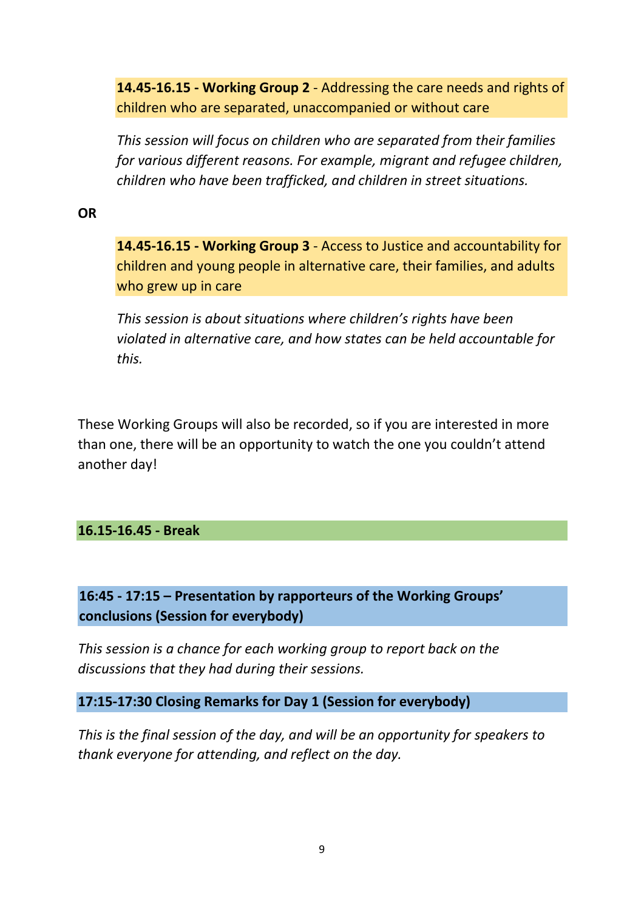**14.45-16.15 - Working Group 2** - Addressing the care needs and rights of children who are separated, unaccompanied or without care

*This session will focus on children who are separated from their families for various different reasons. For example, migrant and refugee children, children who have been trafficked, and children in street situations.*

**OR**

**14.45-16.15 - Working Group 3** - Access to Justice and accountability for children and young people in alternative care, their families, and adults who grew up in care

*This session is about situations where children's rights have been violated in alternative care, and how states can be held accountable for this.*

These Working Groups will also be recorded, so if you are interested in more than one, there will be an opportunity to watch the one you couldn't attend another day!

**16.15-16.45 - Break**

**16:45 - 17:15 – Presentation by rapporteurs of the Working Groups' conclusions (Session for everybody)**

*This session is a chance for each working group to report back on the discussions that they had during their sessions.*

**17:15-17:30 Closing Remarks for Day 1 (Session for everybody)**

*This is the final session of the day, and will be an opportunity for speakers to thank everyone for attending, and reflect on the day.*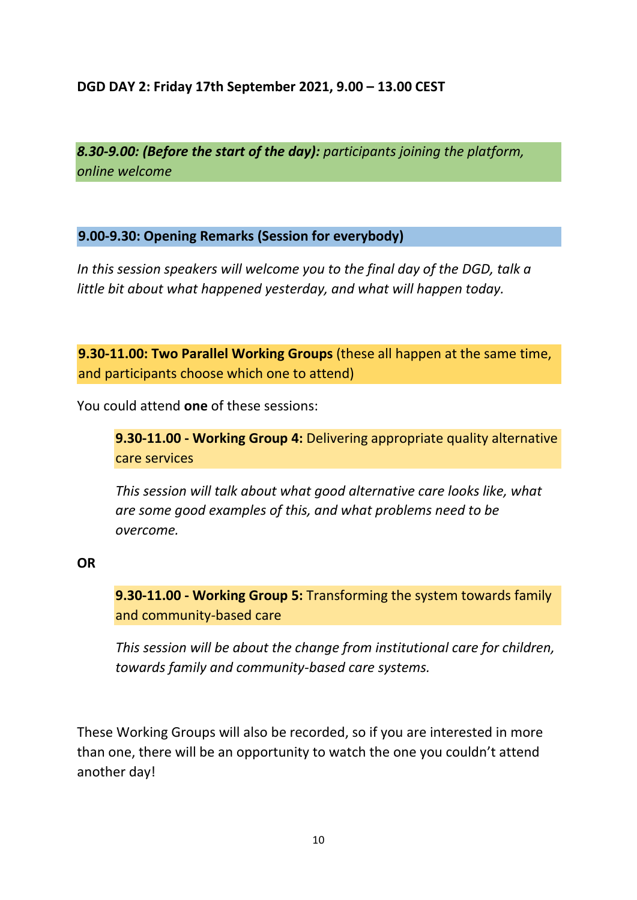**DGD DAY 2: Friday 17th September 2021, 9.00 – 13.00 CEST**

***8.30-9.00: (Before the start of the day):*** *participants joining the platform, online welcome*

**9.00-9.30: Opening Remarks (Session for everybody)**

*In this session speakers will welcome you to the final day of the DGD, talk a little bit about what happened yesterday, and what will happen today.*

**9.30-11.00: Two Parallel Working Groups** (these all happen at the same time, and participants choose which one to attend)

You could attend **one** of these sessions:

> **9.30-11.00 - Working Group 4:** Delivering appropriate quality alternative care services
>
> *This session will talk about what good alternative care looks like, what are some good examples of this, and what problems need to be overcome.*

**OR**

> **9.30-11.00 - Working Group 5:** Transforming the system towards family and community-based care
>
> *This session will be about the change from institutional care for children, towards family and community-based care systems.*

These Working Groups will also be recorded, so if you are interested in more than one, there will be an opportunity to watch the one you couldn't attend another day!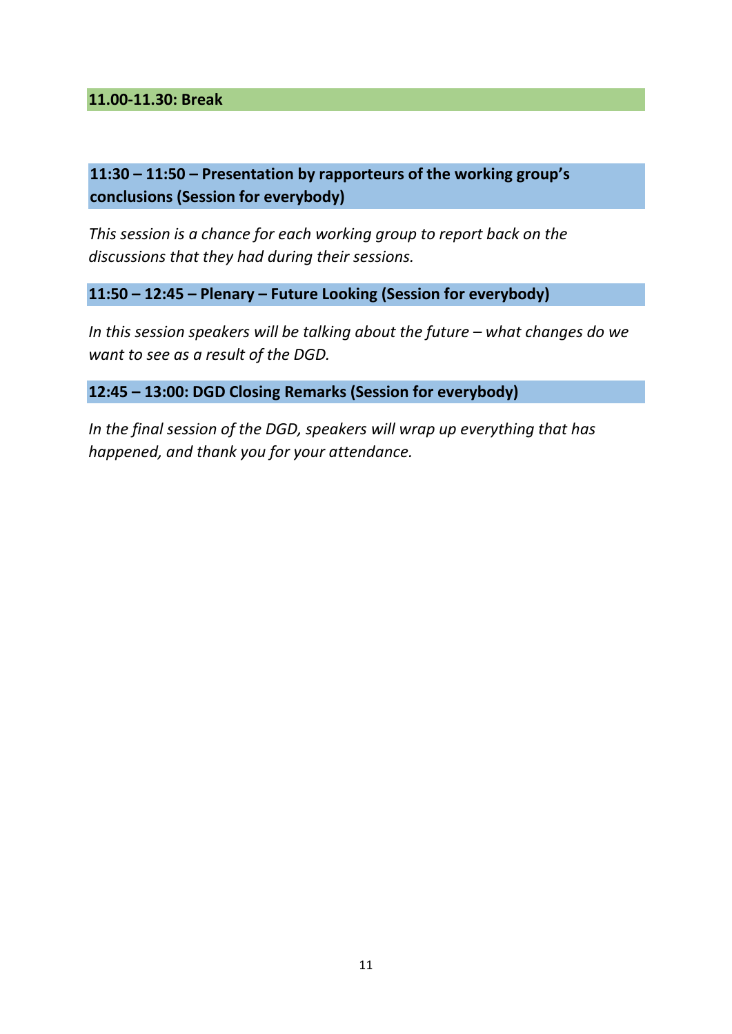**11.00-11.30: Break**

**11:30 – 11:50 – Presentation by rapporteurs of the working group's conclusions (Session for everybody)**

*This session is a chance for each working group to report back on the discussions that they had during their sessions.*

**11:50 – 12:45 – Plenary – Future Looking (Session for everybody)**

*In this session speakers will be talking about the future – what changes do we want to see as a result of the DGD.*

**12:45 – 13:00: DGD Closing Remarks (Session for everybody)**

*In the final session of the DGD, speakers will wrap up everything that has happened, and thank you for your attendance.*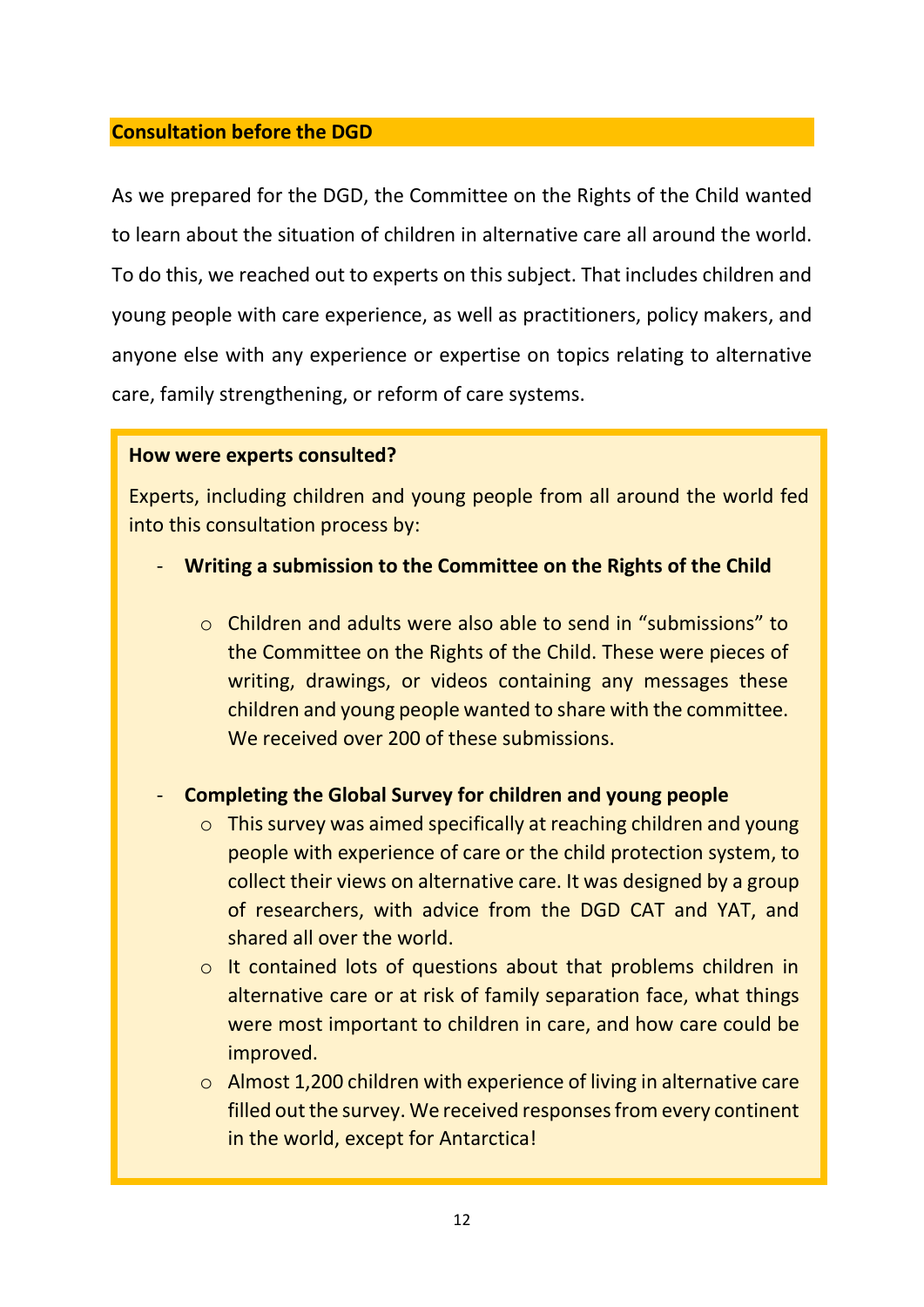## Consultation before the DGD

As we prepared for the DGD, the Committee on the Rights of the Child wanted to learn about the situation of children in alternative care all around the world. To do this, we reached out to experts on this subject. That includes children and young people with care experience, as well as practitioners, policy makers, and anyone else with any experience or expertise on topics relating to alternative care, family strengthening, or reform of care systems.

**How were experts consulted?**

Experts, including children and young people from all around the world fed into this consultation process by:

- **Writing a submission to the Committee on the Rights of the Child**
    - Children and adults were also able to send in "submissions" to the Committee on the Rights of the Child. These were pieces of writing, drawings, or videos containing any messages these children and young people wanted to share with the committee. We received over 200 of these submissions.
- **Completing the Global Survey for children and young people**
    - This survey was aimed specifically at reaching children and young people with experience of care or the child protection system, to collect their views on alternative care. It was designed by a group of researchers, with advice from the DGD CAT and YAT, and shared all over the world.
    - It contained lots of questions about that problems children in alternative care or at risk of family separation face, what things were most important to children in care, and how care could be improved.
    - Almost 1,200 children with experience of living in alternative care filled out the survey. We received responses from every continent in the world, except for Antarctica!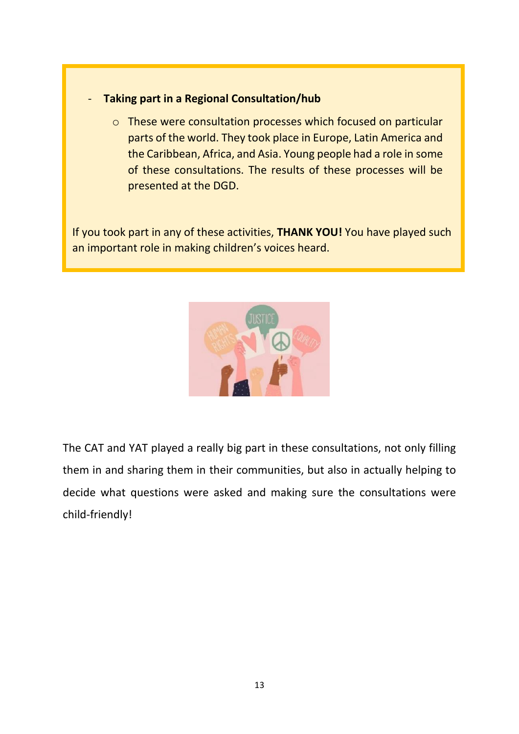- **Taking part in a Regional Consultation/hub**
  - These were consultation processes which focused on particular parts of the world. They took place in Europe, Latin America and the Caribbean, Africa, and Asia. Young people had a role in some of these consultations. The results of these processes will be presented at the DGD.

If you took part in any of these activities, **THANK YOU!** You have played such an important role in making children's voices heard.

The CAT and YAT played a really big part in these consultations, not only filling them in and sharing them in their communities, but also in actually helping to decide what questions were asked and making sure the consultations were child-friendly!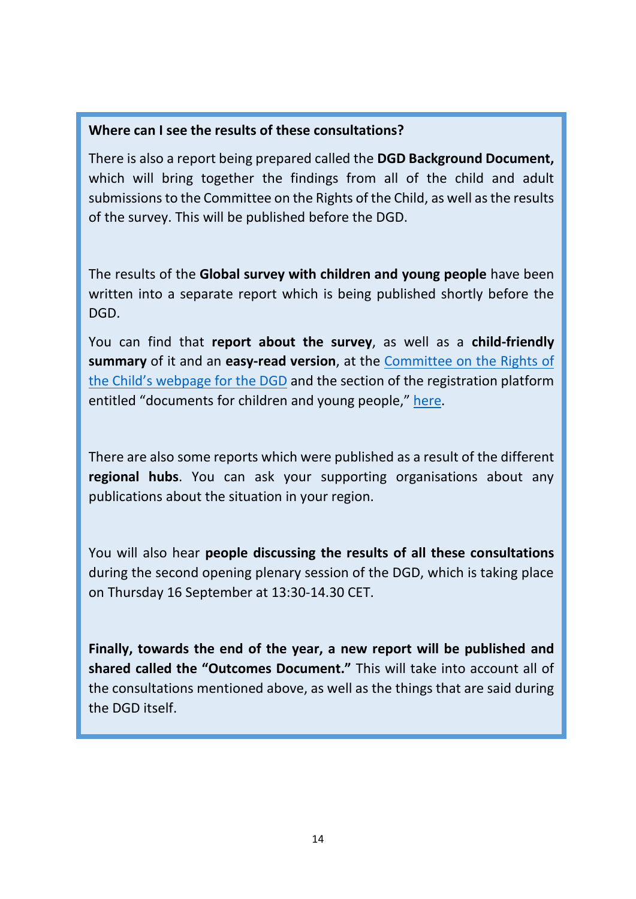**Where can I see the results of these consultations?**

There is also a report being prepared called the **DGD Background Document,** which will bring together the findings from all of the child and adult submissions to the Committee on the Rights of the Child, as well as the results of the survey. This will be published before the DGD.

The results of the **Global survey with children and young people** have been written into a separate report which is being published shortly before the DGD.

You can find that **report about the survey**, as well as a **child-friendly summary** of it and an **easy-read version**, at the Committee on the Rights of the Child's webpage for the DGD and the section of the registration platform entitled "documents for children and young people," here.

There are also some reports which were published as a result of the different **regional hubs**. You can ask your supporting organisations about any publications about the situation in your region.

You will also hear **people discussing the results of all these consultations** during the second opening plenary session of the DGD, which is taking place on Thursday 16 September at 13:30-14.30 CET.

**Finally, towards the end of the year, a new report will be published and shared called the "Outcomes Document."** This will take into account all of the consultations mentioned above, as well as the things that are said during the DGD itself.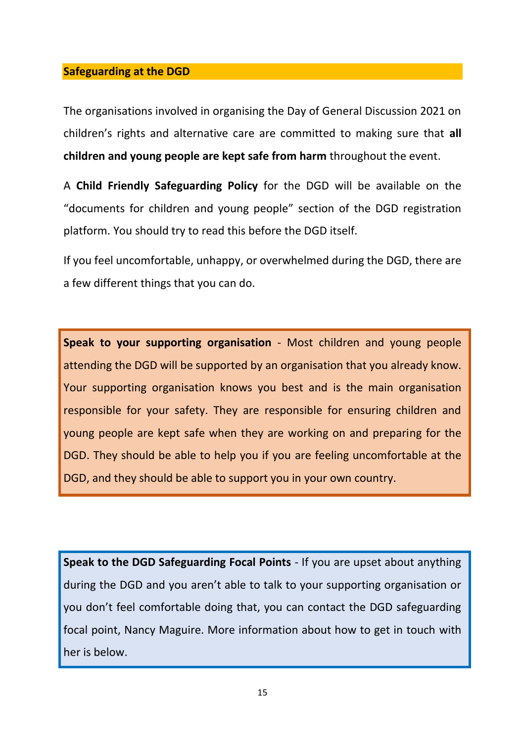## Safeguarding at the DGD

The organisations involved in organising the Day of General Discussion 2021 on children's rights and alternative care are committed to making sure that **all children and young people are kept safe from harm** throughout the event.

A **Child Friendly Safeguarding Policy** for the DGD will be available on the "documents for children and young people" section of the DGD registration platform. You should try to read this before the DGD itself.

If you feel uncomfortable, unhappy, or overwhelmed during the DGD, there are a few different things that you can do.

**Speak to your supporting organisation** - Most children and young people attending the DGD will be supported by an organisation that you already know. Your supporting organisation knows you best and is the main organisation responsible for your safety. They are responsible for ensuring children and young people are kept safe when they are working on and preparing for the DGD. They should be able to help you if you are feeling uncomfortable at the DGD, and they should be able to support you in your own country.

**Speak to the DGD Safeguarding Focal Points** - If you are upset about anything during the DGD and you aren't able to talk to your supporting organisation or you don't feel comfortable doing that, you can contact the DGD safeguarding focal point, Nancy Maguire. More information about how to get in touch with her is below.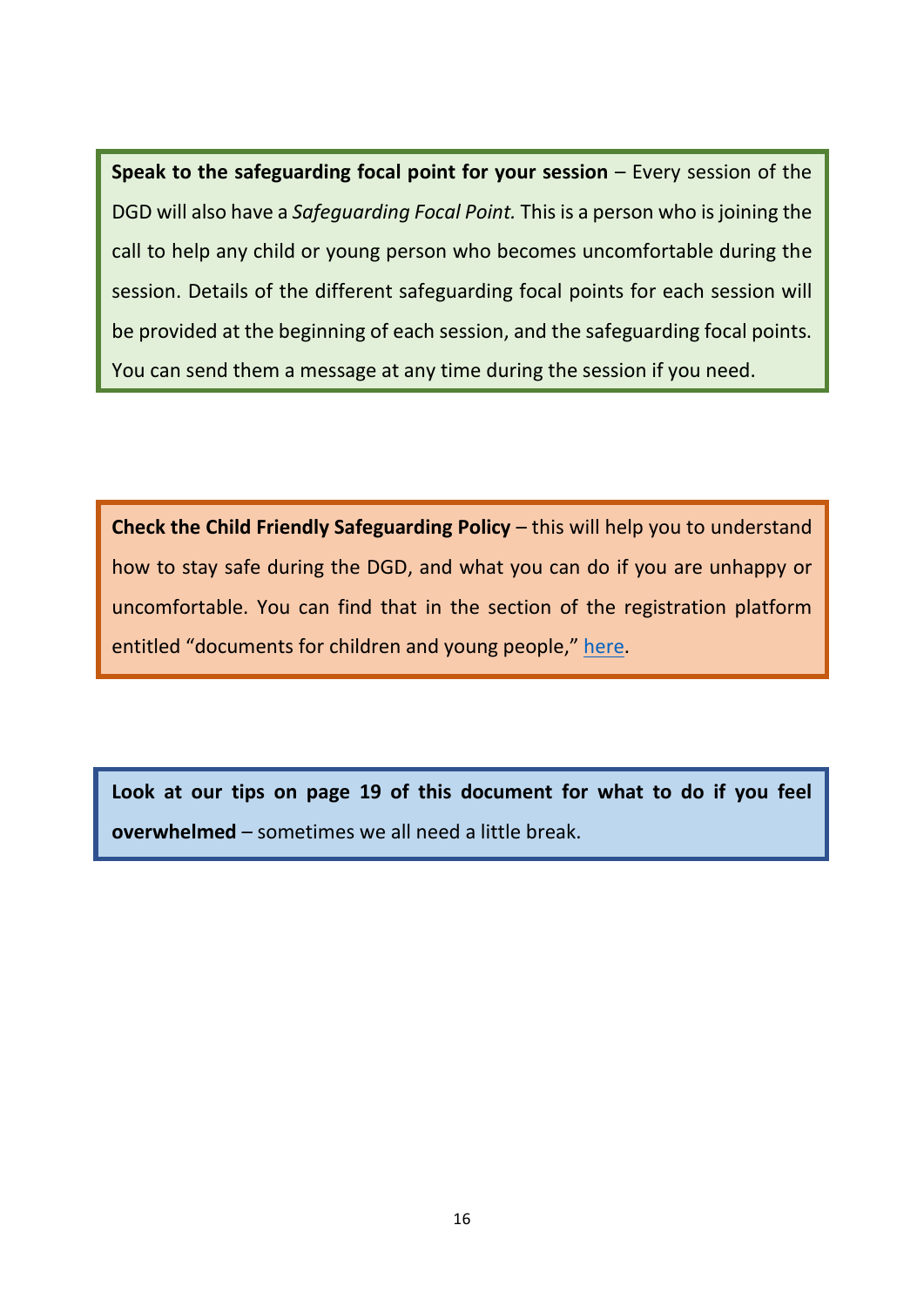**Speak to the safeguarding focal point for your session** – Every session of the DGD will also have a *Safeguarding Focal Point.* This is a person who is joining the call to help any child or young person who becomes uncomfortable during the session. Details of the different safeguarding focal points for each session will be provided at the beginning of each session, and the safeguarding focal points. You can send them a message at any time during the session if you need.

**Check the Child Friendly Safeguarding Policy** – this will help you to understand how to stay safe during the DGD, and what you can do if you are unhappy or uncomfortable. You can find that in the section of the registration platform entitled "documents for children and young people," here.

**Look at our tips on page 19 of this document for what to do if you feel overwhelmed** – sometimes we all need a little break.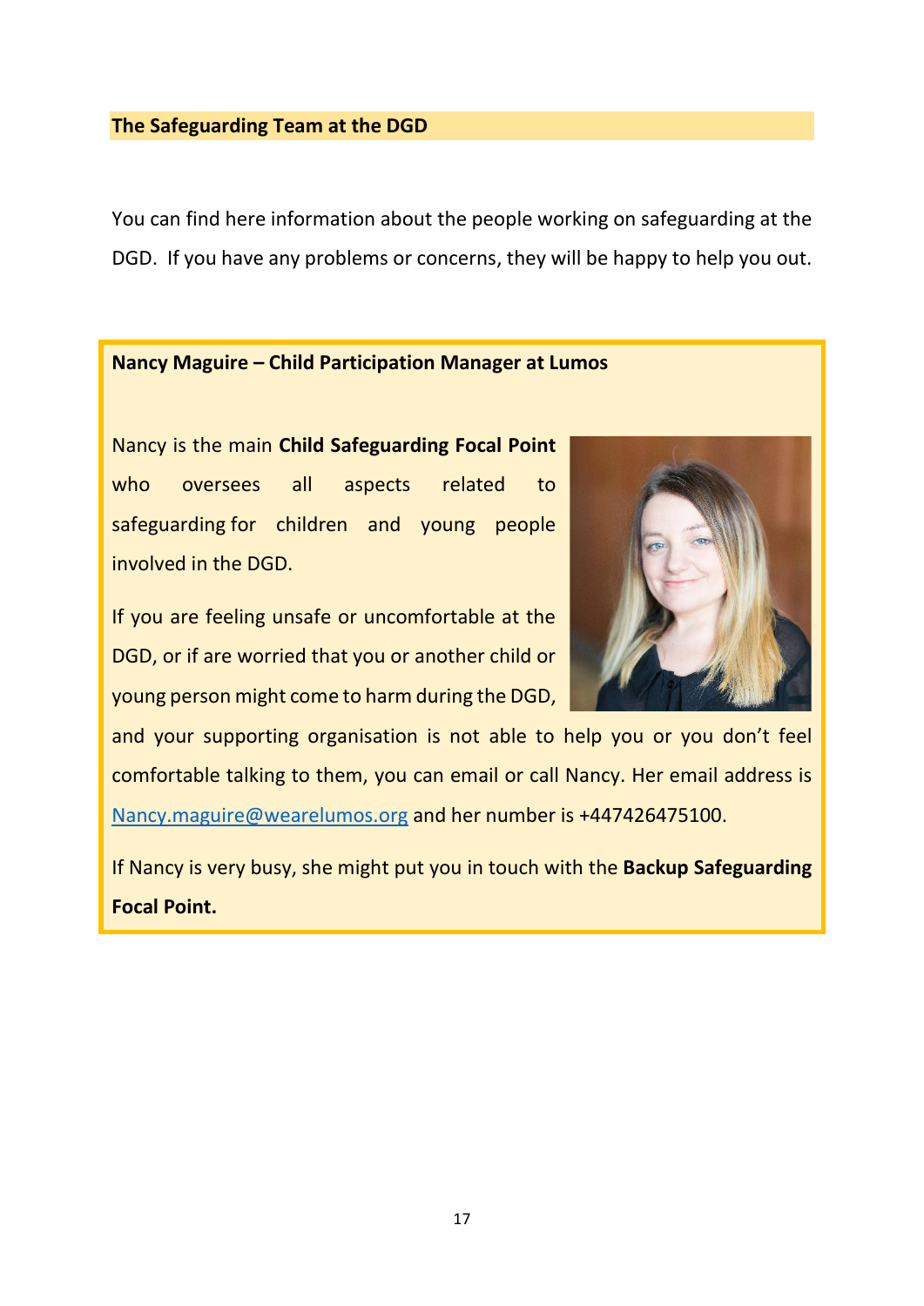## The Safeguarding Team at the DGD

You can find here information about the people working on safeguarding at the DGD. If you have any problems or concerns, they will be happy to help you out.

**Nancy Maguire – Child Participation Manager at Lumos**

Nancy is the main **Child Safeguarding Focal Point** who oversees all aspects related to safeguarding for children and young people involved in the DGD.

If you are feeling unsafe or uncomfortable at the DGD, or if are worried that you or another child or young person might come to harm during the DGD, and your supporting organisation is not able to help you or you don't feel comfortable talking to them, you can email or call Nancy. Her email address is Nancy.maguire@wearelumos.org and her number is +447426475100.

If Nancy is very busy, she might put you in touch with the **Backup Safeguarding Focal Point.**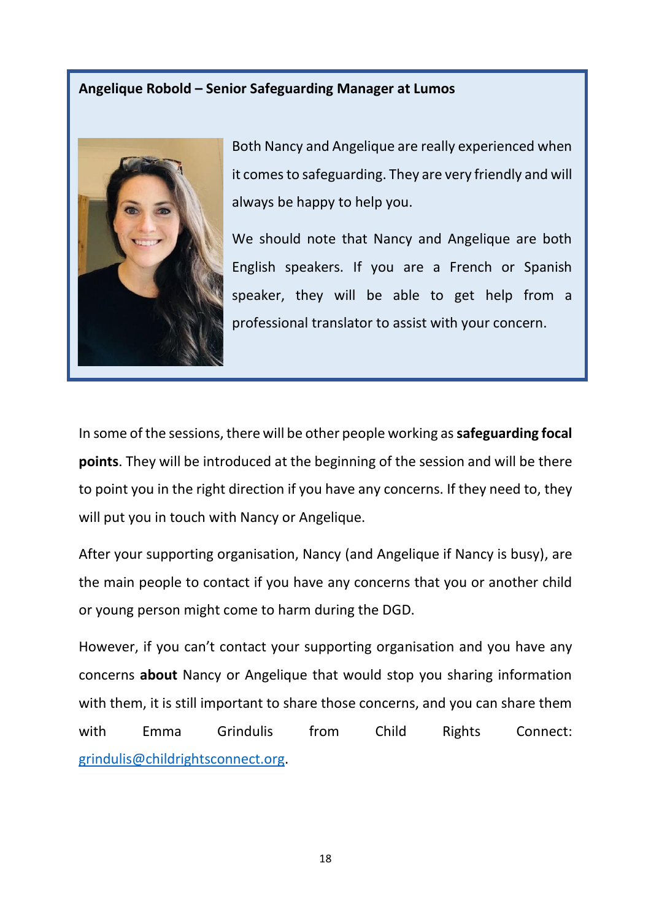**Angelique Robold – Senior Safeguarding Manager at Lumos**

Both Nancy and Angelique are really experienced when it comes to safeguarding. They are very friendly and will always be happy to help you.

We should note that Nancy and Angelique are both English speakers. If you are a French or Spanish speaker, they will be able to get help from a professional translator to assist with your concern.

In some of the sessions, there will be other people working as **safeguarding focal points**. They will be introduced at the beginning of the session and will be there to point you in the right direction if you have any concerns. If they need to, they will put you in touch with Nancy or Angelique.

After your supporting organisation, Nancy (and Angelique if Nancy is busy), are the main people to contact if you have any concerns that you or another child or young person might come to harm during the DGD.

However, if you can't contact your supporting organisation and you have any concerns **about** Nancy or Angelique that would stop you sharing information with them, it is still important to share those concerns, and you can share them with Emma Grindulis from Child Rights Connect: grindulis@childrightsconnect.org.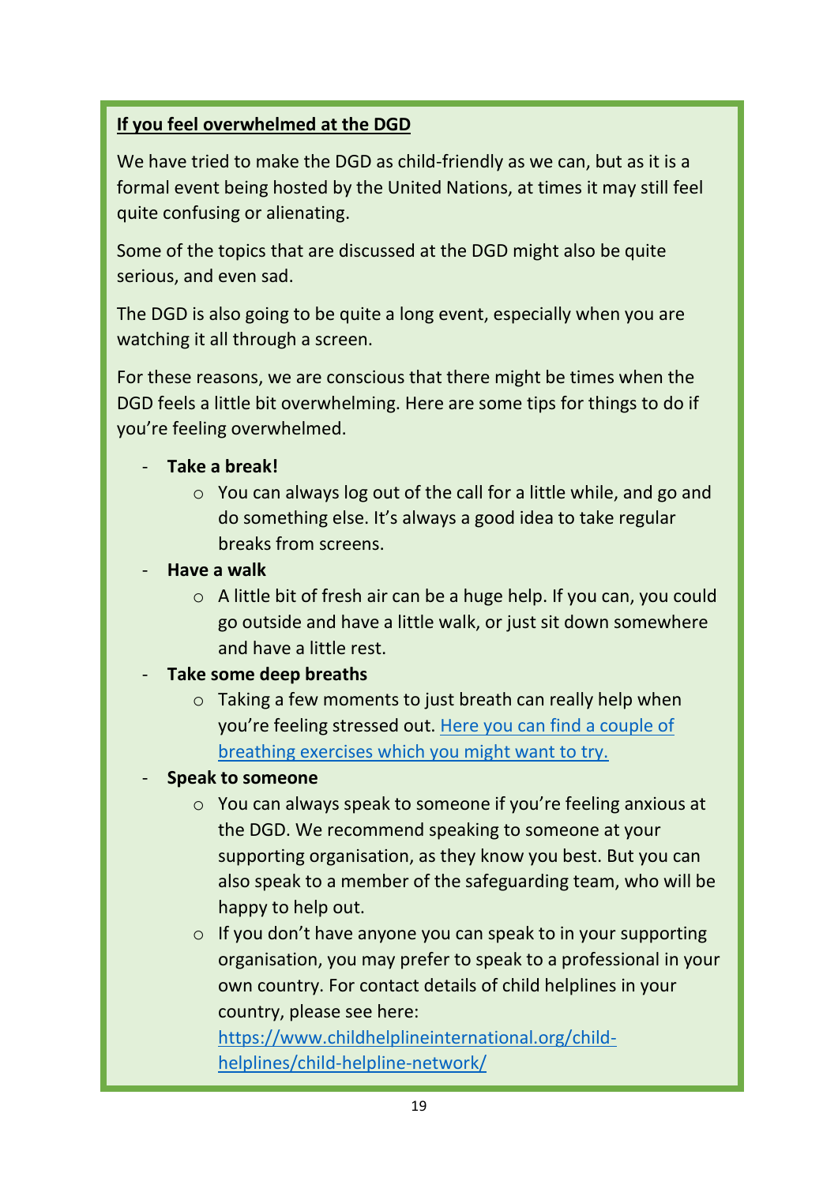**If you feel overwhelmed at the DGD**

We have tried to make the DGD as child-friendly as we can, but as it is a formal event being hosted by the United Nations, at times it may still feel quite confusing or alienating.

Some of the topics that are discussed at the DGD might also be quite serious, and even sad.

The DGD is also going to be quite a long event, especially when you are watching it all through a screen.

For these reasons, we are conscious that there might be times when the DGD feels a little bit overwhelming. Here are some tips for things to do if you're feeling overwhelmed.

- **Take a break!**
    - You can always log out of the call for a little while, and go and do something else. It's always a good idea to take regular breaks from screens.
- **Have a walk**
    - A little bit of fresh air can be a huge help. If you can, you could go outside and have a little walk, or just sit down somewhere and have a little rest.
- **Take some deep breaths**
    - Taking a few moments to just breath can really help when you're feeling stressed out. Here you can find a couple of breathing exercises which you might want to try.
- **Speak to someone**
    - You can always speak to someone if you're feeling anxious at the DGD. We recommend speaking to someone at your supporting organisation, as they know you best. But you can also speak to a member of the safeguarding team, who will be happy to help out.
    - If you don't have anyone you can speak to in your supporting organisation, you may prefer to speak to a professional in your own country. For contact details of child helplines in your country, please see here: https://www.childhelplineinternational.org/child-helplines/child-helpline-network/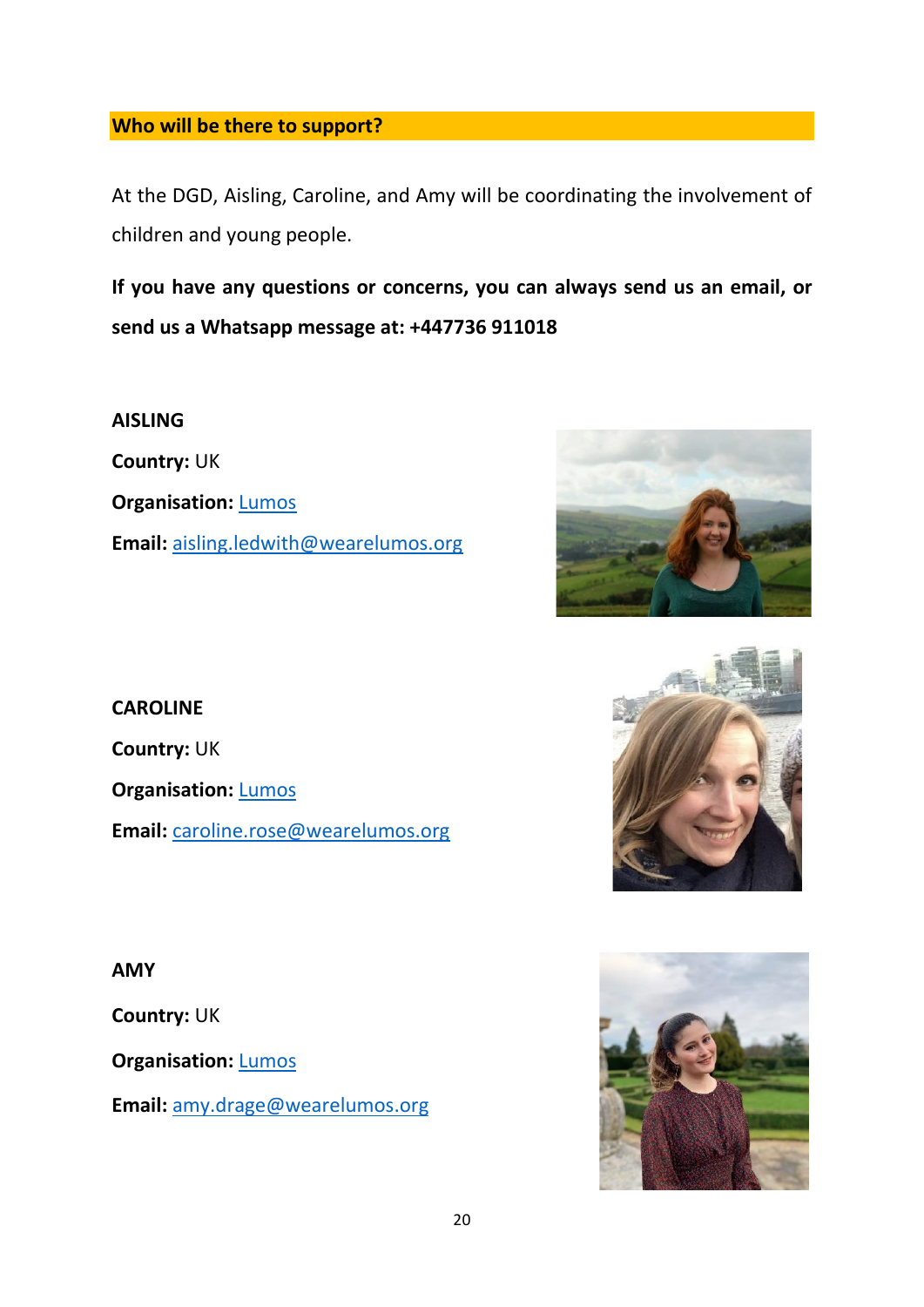## Who will be there to support?

At the DGD, Aisling, Caroline, and Amy will be coordinating the involvement of children and young people.

**If you have any questions or concerns, you can always send us an email, or send us a Whatsapp message at: +447736 911018**

**AISLING**

**Country:** UK

**Organisation:** Lumos

**Email:** aisling.ledwith@wearelumos.org

**CAROLINE**

**Country:** UK

**Organisation:** Lumos

**Email:** caroline.rose@wearelumos.org

**AMY**

**Country:** UK

**Organisation:** Lumos

**Email:** amy.drage@wearelumos.org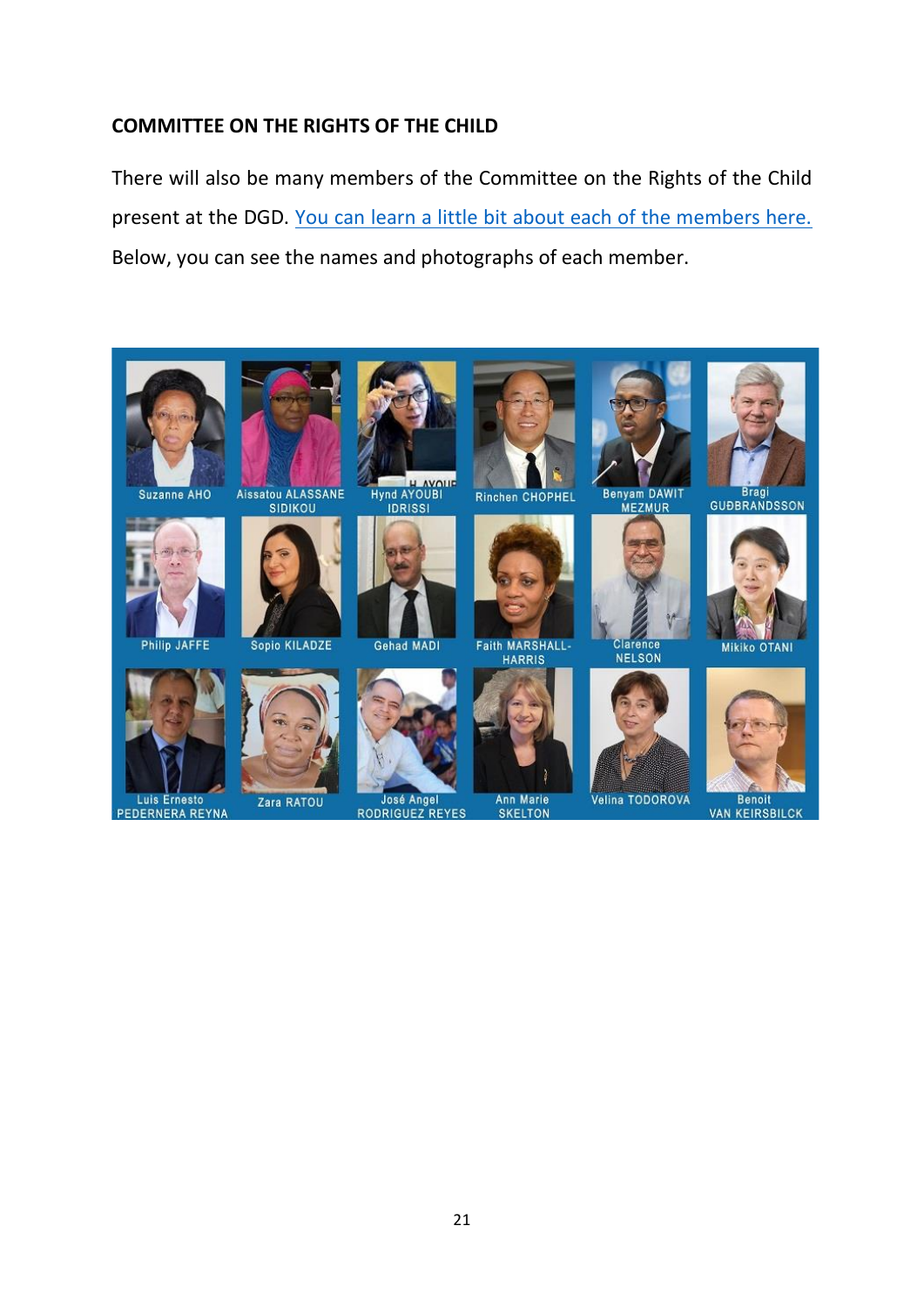**COMMITTEE ON THE RIGHTS OF THE CHILD**

There will also be many members of the Committee on the Rights of the Child present at the DGD. You can learn a little bit about each of the members here. Below, you can see the names and photographs of each member.

Suzanne AHO

Aissatou ALASSANE SIDIKOU

Hynd AYOUBI IDRISSI

Rinchen CHOPHEL

Benyam DAWIT MEZMUR

Bragi GUÐBRANDSSON

Philip JAFFE

Sopio KILADZE

Gehad MADI

Faith MARSHALL-HARRIS

Clarence NELSON

Mikiko OTANI

Luis Ernesto PEDERNERA REYNA

Zara RATOU

José Angel RODRIGUEZ REYES

Ann Marie SKELTON

Velina TODOROVA

Benoit VAN KEIRSBILCK